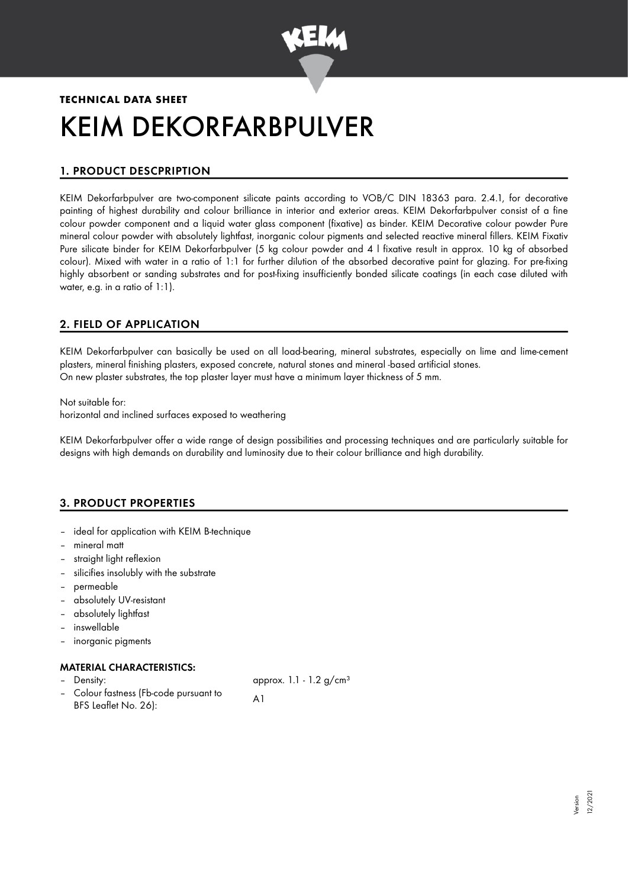**TECHNICAL DATA SHEET**

# KEIM DEKORFARBPULVER

## 1. PRODUCT DESCPRIPTION

KEIM Dekorfarbpulver are two-component silicate paints according to VOB/C DIN 18363 para. 2.4.1, for decorative painting of highest durability and colour brilliance in interior and exterior areas. KEIM Dekorfarbpulver consist of a fine colour powder component and a liquid water glass component (fixative) as binder. KEIM Decorative colour powder Pure mineral colour powder with absolutely lightfast, inorganic colour pigments and selected reactive mineral fillers. KEIM Fixativ Pure silicate binder for KEIM Dekorfarbpulver (5 kg colour powder and 4 l fixative result in approx. 10 kg of absorbed colour). Mixed with water in a ratio of 1:1 for further dilution of the absorbed decorative paint for glazing. For pre-fixing highly absorbent or sanding substrates and for post-fixing insufficiently bonded silicate coatings (in each case diluted with water, e.g. in a ratio of 1:1).

## 2. FIELD OF APPLICATION

KEIM Dekorfarbpulver can basically be used on all load-bearing, mineral substrates, especially on lime and lime-cement plasters, mineral finishing plasters, exposed concrete, natural stones and mineral -based artificial stones.
On new plaster substrates, the top plaster layer must have a minimum layer thickness of 5 mm.

Not suitable for:
horizontal and inclined surfaces exposed to weathering

KEIM Dekorfarbpulver offer a wide range of design possibilities and processing techniques and are particularly suitable for designs with high demands on durability and luminosity due to their colour brilliance and high durability.

## 3. PRODUCT PROPERTIES

- ideal for application with KEIM B-technique
- mineral matt
- straight light reflexion
- silicifies insolubly with the substrate
- permeable
- absolutely UV-resistant
- absolutely lightfast
- inswellable
- inorganic pigments

### MATERIAL CHARACTERISTICS:

| | |
|---|---|
| – Density: | approx. 1.1 - 1.2 g/cm³ |
| – Colour fastness (Fb-code pursuant to BFS Leaflet No. 26): | A1 |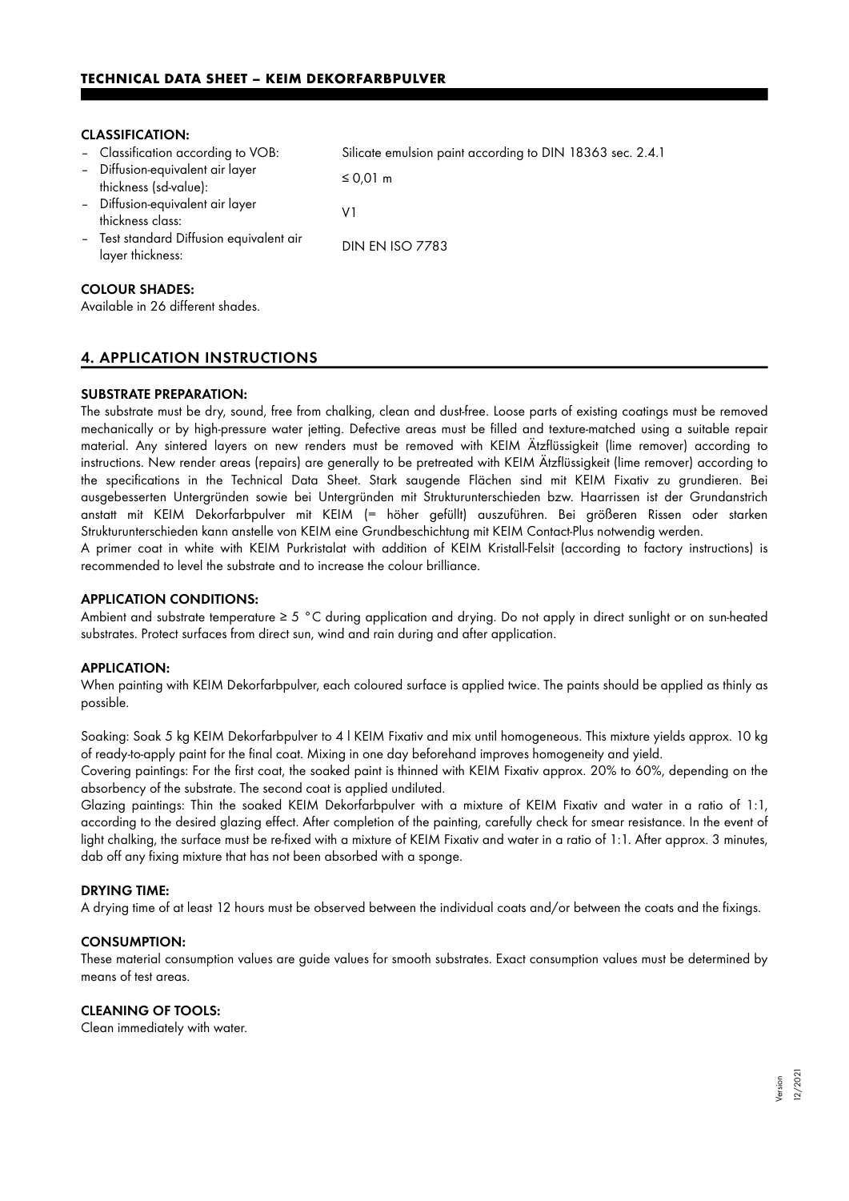### CLASSIFICATION:

- Classification according to VOB: Silicate emulsion paint according to DIN 18363 sec. 2.4.1
- Diffusion-equivalent air layer thickness (sd-value): ≤ 0,01 m
- Diffusion-equivalent air layer thickness class: V1
- Test standard Diffusion equivalent air layer thickness: DIN EN ISO 7783

### COLOUR SHADES:

Available in 26 different shades.

## 4. APPLICATION INSTRUCTIONS

### SUBSTRATE PREPARATION:

The substrate must be dry, sound, free from chalking, clean and dust-free. Loose parts of existing coatings must be removed mechanically or by high-pressure water jetting. Defective areas must be filled and texture-matched using a suitable repair material. Any sintered layers on new renders must be removed with KEIM Ätzflüssigkeit (lime remover) according to instructions. New render areas (repairs) are generally to be pretreated with KEIM Ätzflüssigkeit (lime remover) according to the specifications in the Technical Data Sheet. Stark saugende Flächen sind mit KEIM Fixativ zu grundieren. Bei ausgebesserten Untergründen sowie bei Untergründen mit Strukturunterschieden bzw. Haarrissen ist der Grundanstrich anstatt mit KEIM Dekorfarbpulver mit KEIM (= höher gefüllt) auszuführen. Bei größeren Rissen oder starken Strukturunterschieden kann anstelle von KEIM eine Grundbeschichtung mit KEIM Contact-Plus notwendig werden.
A primer coat in white with KEIM Purkristalat with addition of KEIM Kristall-Felsit (according to factory instructions) is recommended to level the substrate and to increase the colour brilliance.

### APPLICATION CONDITIONS:

Ambient and substrate temperature ≥ 5 °C during application and drying. Do not apply in direct sunlight or on sun-heated substrates. Protect surfaces from direct sun, wind and rain during and after application.

### APPLICATION:

When painting with KEIM Dekorfarbpulver, each coloured surface is applied twice. The paints should be applied as thinly as possible.

Soaking: Soak 5 kg KEIM Dekorfarbpulver to 4 l KEIM Fixativ and mix until homogeneous. This mixture yields approx. 10 kg of ready-to-apply paint for the final coat. Mixing in one day beforehand improves homogeneity and yield.
Covering paintings: For the first coat, the soaked paint is thinned with KEIM Fixativ approx. 20% to 60%, depending on the absorbency of the substrate. The second coat is applied undiluted.
Glazing paintings: Thin the soaked KEIM Dekorfarbpulver with a mixture of KEIM Fixativ and water in a ratio of 1:1, according to the desired glazing effect. After completion of the painting, carefully check for smear resistance. In the event of light chalking, the surface must be re-fixed with a mixture of KEIM Fixativ and water in a ratio of 1:1. After approx. 3 minutes, dab off any fixing mixture that has not been absorbed with a sponge.

### DRYING TIME:

A drying time of at least 12 hours must be observed between the individual coats and/or between the coats and the fixings.

### CONSUMPTION:

These material consumption values are guide values for smooth substrates. Exact consumption values must be determined by means of test areas.

### CLEANING OF TOOLS:

Clean immediately with water.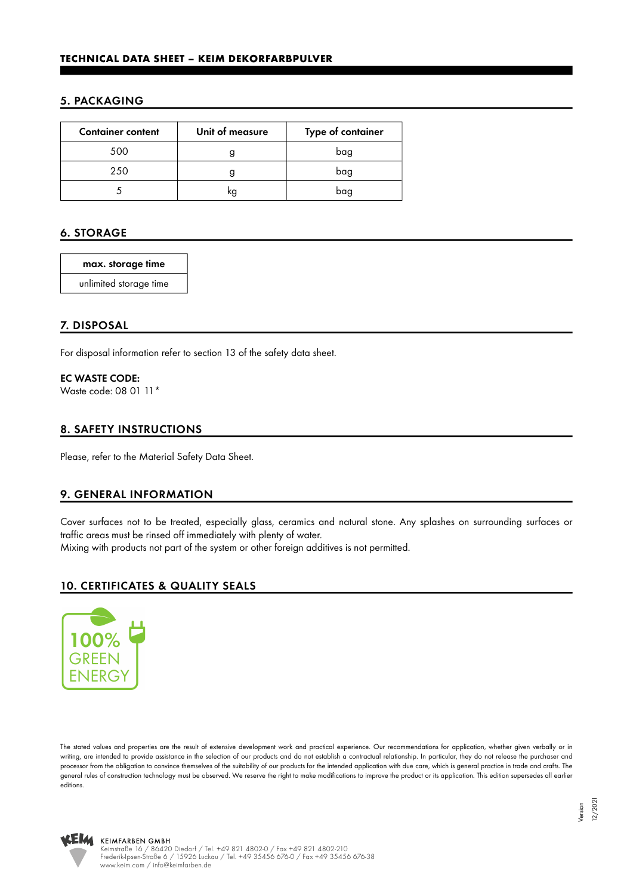## 5. PACKAGING

| Container content | Unit of measure | Type of container |
|---|---|---|
| 500 | g | bag |
| 250 | g | bag |
| 5 | kg | bag |

## 6. STORAGE

| max. storage time |
|---|
| unlimited storage time |

## 7. DISPOSAL

For disposal information refer to section 13 of the safety data sheet.

**EC WASTE CODE:**
Waste code: 08 01 11*

## 8. SAFETY INSTRUCTIONS

Please, refer to the Material Safety Data Sheet.

## 9. GENERAL INFORMATION

Cover surfaces not to be treated, especially glass, ceramics and natural stone. Any splashes on surrounding surfaces or traffic areas must be rinsed off immediately with plenty of water.
Mixing with products not part of the system or other foreign additives is not permitted.

## 10. CERTIFICATES & QUALITY SEALS

100% GREEN ENERGY

The stated values and properties are the result of extensive development work and practical experience. Our recommendations for application, whether given verbally or in writing, are intended to provide assistance in the selection of our products and do not establish a contractual relationship. In particular, they do not release the purchaser and processor from the obligation to convince themselves of the suitability of our products for the intended application with due care, which is general practice in trade and crafts. The general rules of construction technology must be observed. We reserve the right to make modifications to improve the product or its application. This edition supersedes all earlier editions.

Version 12/2021

KEIMFARBEN GMBH
Keimstraße 16 / 86420 Diedorf / Tel. +49 821 4802-0 / Fax +49 821 4802-210
Frederik-Ipsen-Straße 6 / 15926 Luckau / Tel. +49 35456 676-0 / Fax +49 35456 676-38
www.keim.com / info@keimfarben.de